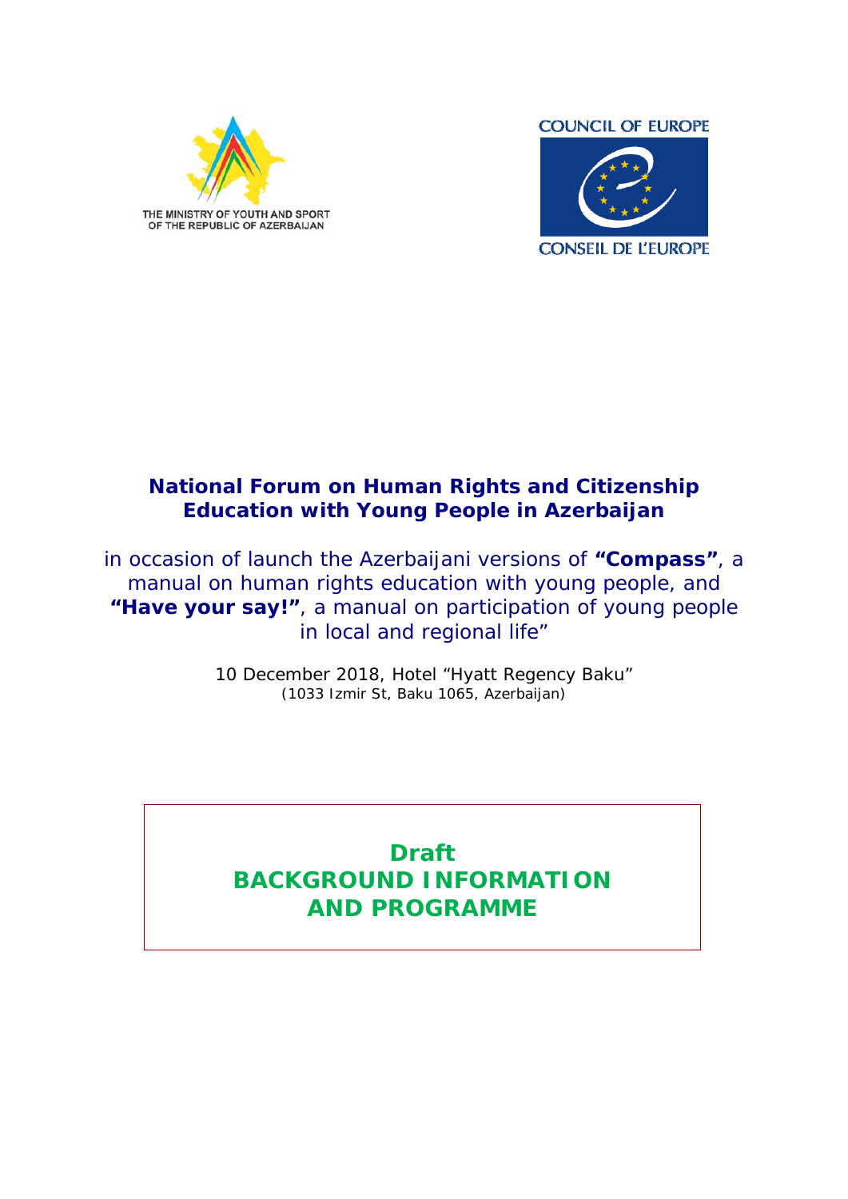THE MINISTRY OF YOUTH AND SPORT OF THE REPUBLIC OF AZERBAIJAN

COUNCIL OF EUROPE

CONSEIL DE L'EUROPE

# National Forum on Human Rights and Citizenship Education with Young People in Azerbaijan

in occasion of launch the Azerbaijani versions of **"Compass"**, a manual on human rights education with young people, and **"Have your say!"**, a manual on participation of young people in local and regional life"

10 December 2018, Hotel "Hyatt Regency Baku"
(1033 Izmir St, Baku 1065, Azerbaijan)

## Draft
## BACKGROUND INFORMATION AND PROGRAMME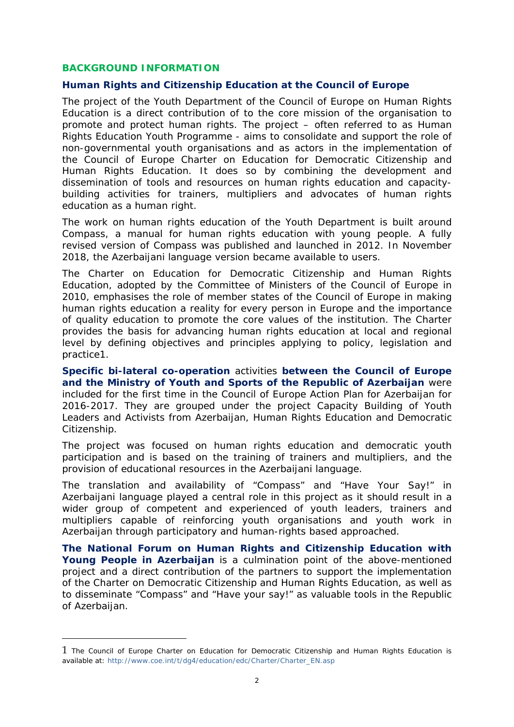## BACKGROUND INFORMATION

### Human Rights and Citizenship Education at the Council of Europe

The project of the Youth Department of the Council of Europe on Human Rights Education is a direct contribution of to the core mission of the organisation to promote and protect human rights. The project – often referred to as Human Rights Education Youth Programme - aims to consolidate and support the role of non-governmental youth organisations and as actors in the implementation of the Council of Europe Charter on Education for Democratic Citizenship and Human Rights Education. It does so by combining the development and dissemination of tools and resources on human rights education and capacity-building activities for trainers, multipliers and advocates of human rights education as a human right.

The work on human rights education of the Youth Department is built around Compass, a manual for human rights education with young people. A fully revised version of Compass was published and launched in 2012. In November 2018, the Azerbaijani language version became available to users.

The Charter on Education for Democratic Citizenship and Human Rights Education, adopted by the Committee of Ministers of the Council of Europe in 2010, emphasises the role of member states of the Council of Europe in making human rights education a reality for every person in Europe and the importance of quality education to promote the core values of the institution. The Charter provides the basis for advancing human rights education at local and regional level by defining objectives and principles applying to policy, legislation and practice[1].

**Specific bi-lateral co-operation** activities **between the Council of Europe and the Ministry of Youth and Sports of the Republic of Azerbaijan** were included for the first time in the Council of Europe Action Plan for Azerbaijan for 2016-2017. They are grouped under the project Capacity Building of Youth Leaders and Activists from Azerbaijan, Human Rights Education and Democratic Citizenship.

The project was focused on human rights education and democratic youth participation and is based on the training of trainers and multipliers, and the provision of educational resources in the Azerbaijani language.

The translation and availability of "Compass" and "Have Your Say!" in Azerbaijani language played a central role in this project as it should result in a wider group of competent and experienced of youth leaders, trainers and multipliers capable of reinforcing youth organisations and youth work in Azerbaijan through participatory and human-rights based approached.

**The National Forum on Human Rights and Citizenship Education with Young People in Azerbaijan** is a culmination point of the above-mentioned project and a direct contribution of the partners to support the implementation of the Charter on Democratic Citizenship and Human Rights Education, as well as to disseminate "Compass" and "Have your say!" as valuable tools in the Republic of Azerbaijan.

---

[1] The Council of Europe Charter on Education for Democratic Citizenship and Human Rights Education is available at: http://www.coe.int/t/dg4/education/edc/Charter/Charter_EN.asp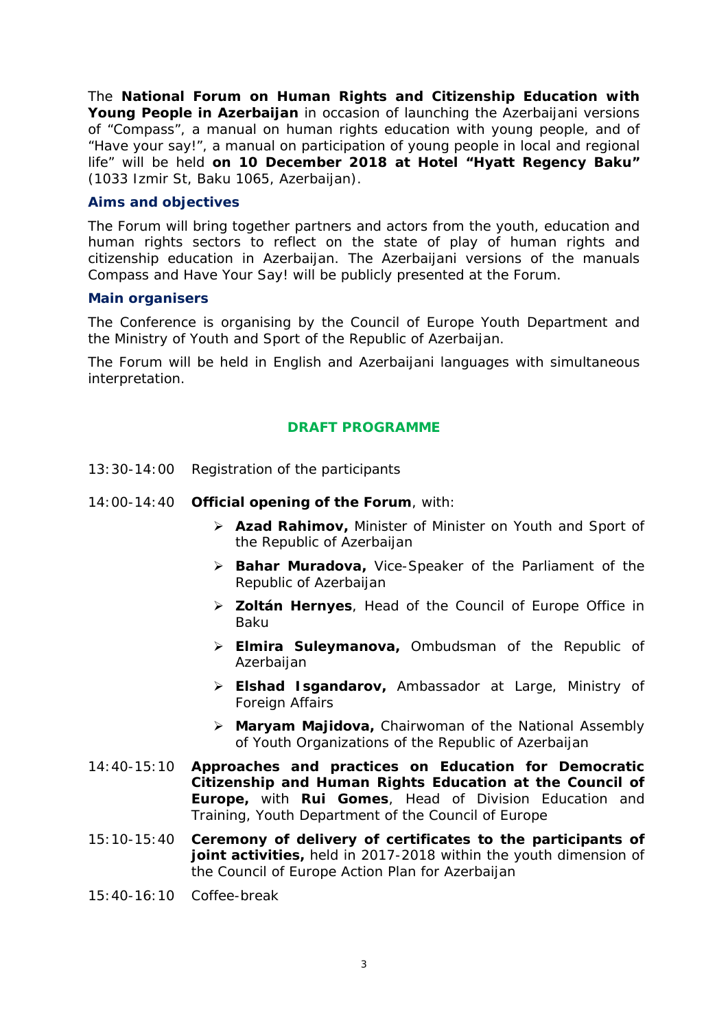The **National Forum on Human Rights and Citizenship Education with Young People in Azerbaijan** in occasion of launching the Azerbaijani versions of “Compass”, a manual on human rights education with young people, and of “Have your say!”, a manual on participation of young people in local and regional life” will be held **on 10 December 2018 at Hotel “Hyatt Regency Baku”** (1033 Izmir St, Baku 1065, Azerbaijan).

### Aims and objectives

The Forum will bring together partners and actors from the youth, education and human rights sectors to reflect on the state of play of human rights and citizenship education in Azerbaijan. The Azerbaijani versions of the manuals Compass and Have Your Say! will be publicly presented at the Forum.

### Main organisers

The Conference is organising by the Council of Europe Youth Department and the Ministry of Youth and Sport of the Republic of Azerbaijan.

The Forum will be held in English and Azerbaijani languages with simultaneous interpretation.

## DRAFT PROGRAMME

13:30-14:00 Registration of the participants

14:00-14:40 **Official opening of the Forum**, with:

- **Azad Rahimov,** Minister of Minister on Youth and Sport of the Republic of Azerbaijan
- **Bahar Muradova,** Vice-Speaker of the Parliament of the Republic of Azerbaijan
- **Zoltán Hernyes**, Head of the Council of Europe Office in Baku
- **Elmira Suleymanova,** Ombudsman of the Republic of Azerbaijan
- **Elshad Isgandarov,** Ambassador at Large, Ministry of Foreign Affairs
- **Maryam Majidova,** Chairwoman of the National Assembly of Youth Organizations of the Republic of Azerbaijan

14:40-15:10 **Approaches and practices on Education for Democratic Citizenship and Human Rights Education at the Council of Europe,** with **Rui Gomes**, Head of Division Education and Training, Youth Department of the Council of Europe

15:10-15:40 **Ceremony of delivery of certificates to the participants of joint activities,** held in 2017-2018 within the youth dimension of the Council of Europe Action Plan for Azerbaijan

15:40-16:10 Coffee-break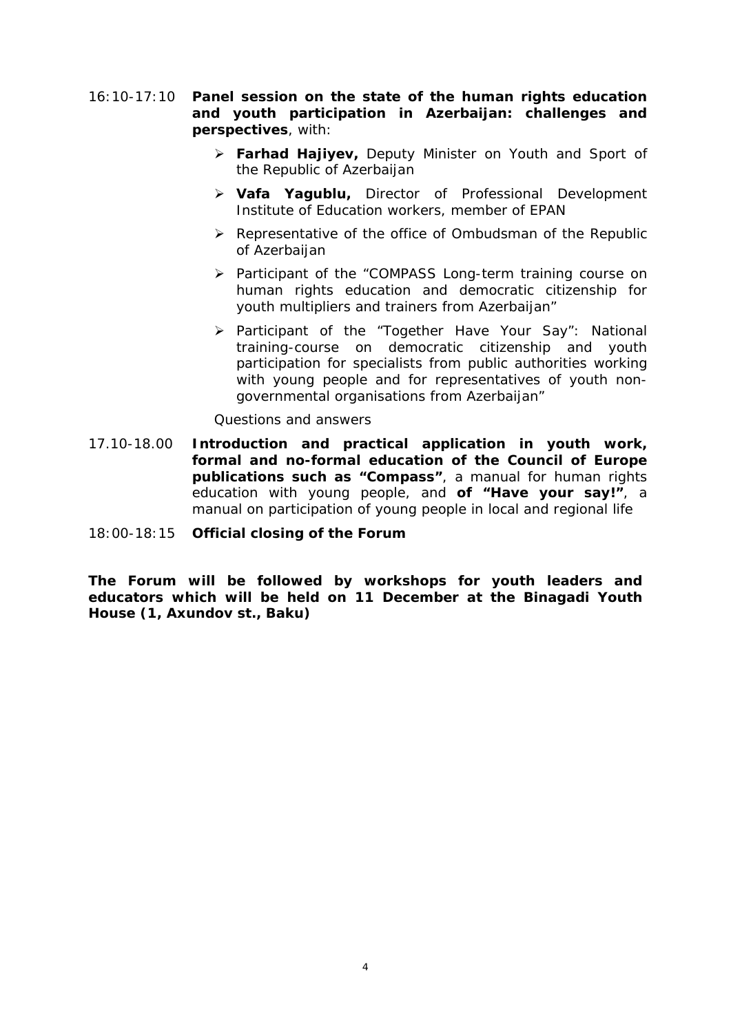16:10-17:10 **Panel session on the state of the human rights education and youth participation in Azerbaijan: challenges and perspectives**, with:

- **Farhad Hajiyev,** Deputy Minister on Youth and Sport of the Republic of Azerbaijan
- **Vafa Yagublu,** Director of Professional Development Institute of Education workers, member of EPAN
- Representative of the office of Ombudsman of the Republic of Azerbaijan
- Participant of the "COMPASS Long-term training course on human rights education and democratic citizenship for youth multipliers and trainers from Azerbaijan"
- Participant of the "Together Have Your Say": National training-course on democratic citizenship and youth participation for specialists from public authorities working with young people and for representatives of youth non-governmental organisations from Azerbaijan"

Questions and answers

17.10-18.00 **Introduction and practical application in youth work, formal and no-formal education of the Council of Europe publications such as "Compass"**, a manual for human rights education with young people, and **of "Have your say!"**, a manual on participation of young people in local and regional life

18:00-18:15 **Official closing of the Forum**

**The Forum will be followed by workshops for youth leaders and educators which will be held on 11 December at the Binagadi Youth House (1, Axundov st., Baku)**